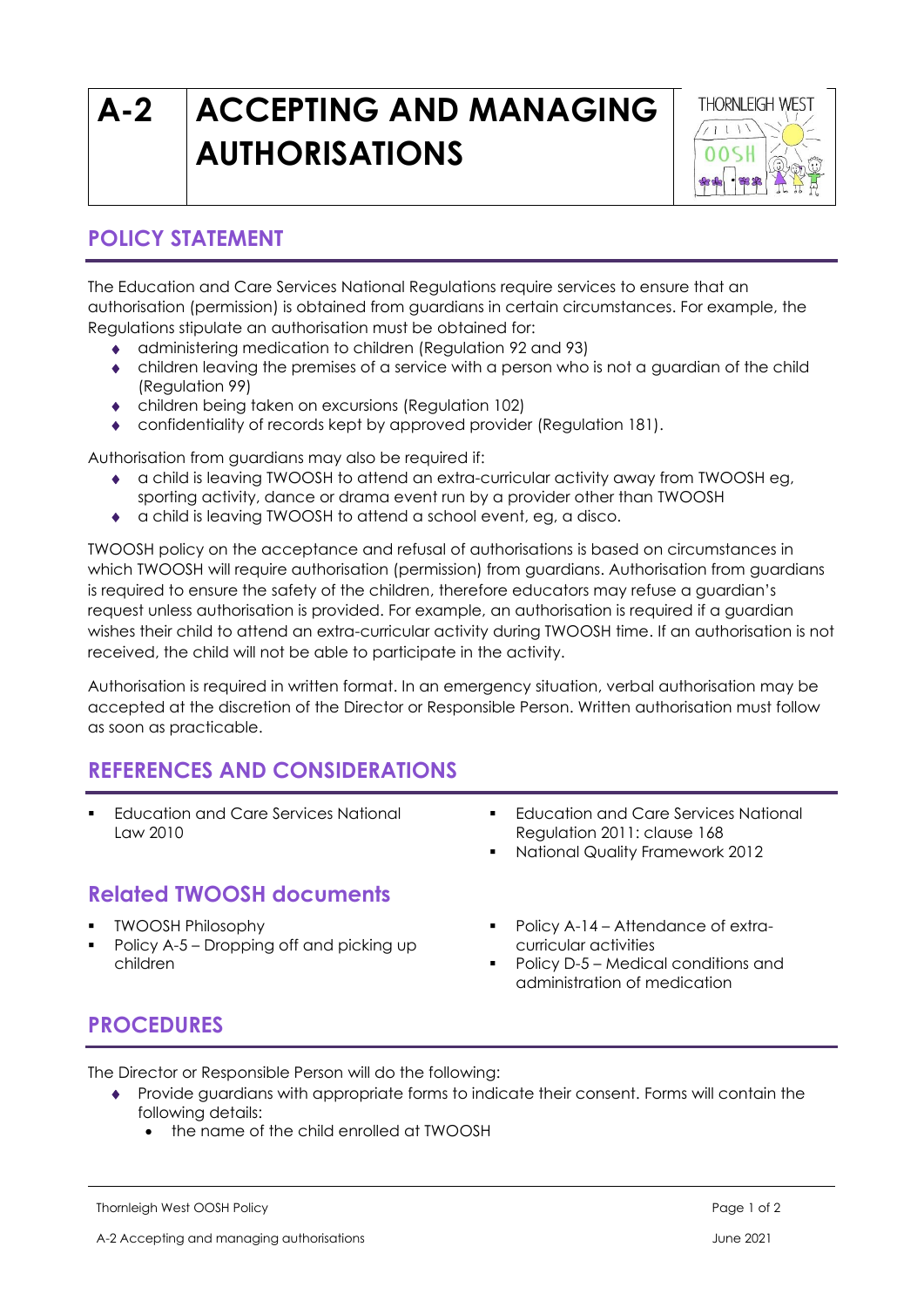# A-2 ACCEPTING AND MANAGING AUTHORISATIONS

## POLICY STATEMENT

The Education and Care Services National Regulations require services to ensure that an authorisation (permission) is obtained from guardians in certain circumstances. For example, the Regulations stipulate an authorisation must be obtained for:

- administering medication to children (Regulation 92 and 93)
- children leaving the premises of a service with a person who is not a guardian of the child (Regulation 99)
- children being taken on excursions (Regulation 102)
- confidentiality of records kept by approved provider (Regulation 181).

Authorisation from guardians may also be required if:

- a child is leaving TWOOSH to attend an extra-curricular activity away from TWOOSH eg, sporting activity, dance or drama event run by a provider other than TWOOSH
- a child is leaving TWOOSH to attend a school event, eg, a disco.

TWOOSH policy on the acceptance and refusal of authorisations is based on circumstances in which TWOOSH will require authorisation (permission) from guardians. Authorisation from guardians is required to ensure the safety of the children, therefore educators may refuse a guardian's request unless authorisation is provided. For example, an authorisation is required if a guardian wishes their child to attend an extra-curricular activity during TWOOSH time. If an authorisation is not received, the child will not be able to participate in the activity.

Authorisation is required in written format. In an emergency situation, verbal authorisation may be accepted at the discretion of the Director or Responsible Person. Written authorisation must follow as soon as practicable.

## REFERENCES AND CONSIDERATIONS

- Education and Care Services National Law 2010
- Education and Care Services National Regulation 2011: clause 168
- National Quality Framework 2012

## Related TWOOSH documents

- TWOOSH Philosophy
- Policy A-5 – Dropping off and picking up children
- Policy A-14 – Attendance of extra-curricular activities
- Policy D-5 – Medical conditions and administration of medication

## PROCEDURES

The Director or Responsible Person will do the following:

- Provide guardians with appropriate forms to indicate their consent. Forms will contain the following details:
  - the name of the child enrolled at TWOOSH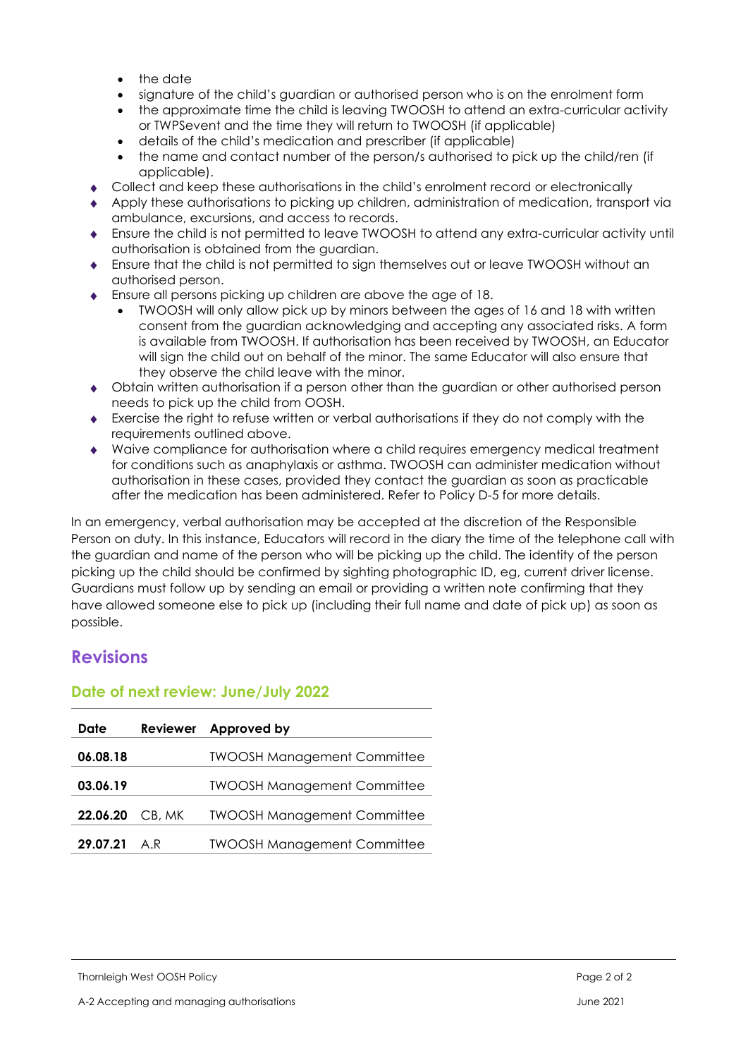- the date
  - signature of the child's guardian or authorised person who is on the enrolment form
  - the approximate time the child is leaving TWOOSH to attend an extra-curricular activity or TWPSevent and the time they will return to TWOOSH (if applicable)
  - details of the child's medication and prescriber (if applicable)
  - the name and contact number of the person/s authorised to pick up the child/ren (if applicable).
- Collect and keep these authorisations in the child's enrolment record or electronically
- Apply these authorisations to picking up children, administration of medication, transport via ambulance, excursions, and access to records.
- Ensure the child is not permitted to leave TWOOSH to attend any extra-curricular activity until authorisation is obtained from the guardian.
- Ensure that the child is not permitted to sign themselves out or leave TWOOSH without an authorised person.
- Ensure all persons picking up children are above the age of 18.
  - TWOOSH will only allow pick up by minors between the ages of 16 and 18 with written consent from the guardian acknowledging and accepting any associated risks. A form is available from TWOOSH. If authorisation has been received by TWOOSH, an Educator will sign the child out on behalf of the minor. The same Educator will also ensure that they observe the child leave with the minor.
- Obtain written authorisation if a person other than the guardian or other authorised person needs to pick up the child from OOSH.
- Exercise the right to refuse written or verbal authorisations if they do not comply with the requirements outlined above.
- Waive compliance for authorisation where a child requires emergency medical treatment for conditions such as anaphylaxis or asthma. TWOOSH can administer medication without authorisation in these cases, provided they contact the guardian as soon as practicable after the medication has been administered. Refer to Policy D-5 for more details.

In an emergency, verbal authorisation may be accepted at the discretion of the Responsible Person on duty. In this instance, Educators will record in the diary the time of the telephone call with the guardian and name of the person who will be picking up the child. The identity of the person picking up the child should be confirmed by sighting photographic ID, eg, current driver license. Guardians must follow up by sending an email or providing a written note confirming that they have allowed someone else to pick up (including their full name and date of pick up) as soon as possible.

## Revisions

### Date of next review: June/July 2022

| Date | Reviewer | Approved by |
|---|---|---|
| **06.08.18** | | TWOOSH Management Committee |
| **03.06.19** | | TWOOSH Management Committee |
| **22.06.20** | CB, MK | TWOOSH Management Committee |
| **29.07.21** | A.R | TWOOSH Management Committee |